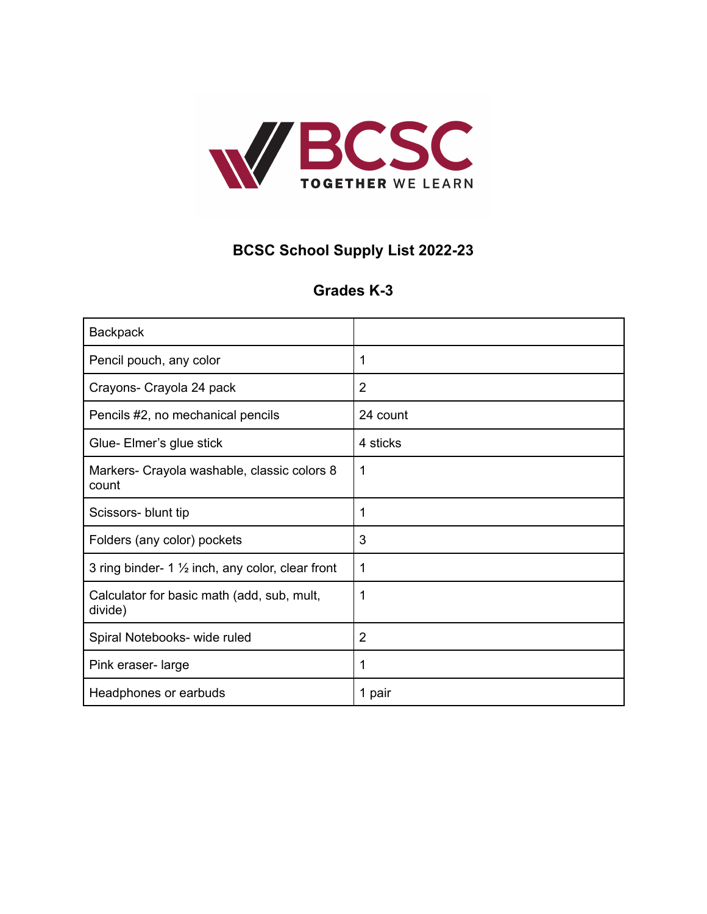BCSC

TOGETHER WE LEARN

## BCSC School Supply List 2022-23

## Grades K-3

| Backpack | |
|---|---|
| Pencil pouch, any color | 1 |
| Crayons- Crayola 24 pack | 2 |
| Pencils #2, no mechanical pencils | 24 count |
| Glue- Elmer's glue stick | 4 sticks |
| Markers- Crayola washable, classic colors 8 count | 1 |
| Scissors- blunt tip | 1 |
| Folders (any color) pockets | 3 |
| 3 ring binder- 1 ½ inch, any color, clear front | 1 |
| Calculator for basic math (add, sub, mult, divide) | 1 |
| Spiral Notebooks- wide ruled | 2 |
| Pink eraser- large | 1 |
| Headphones or earbuds | 1 pair |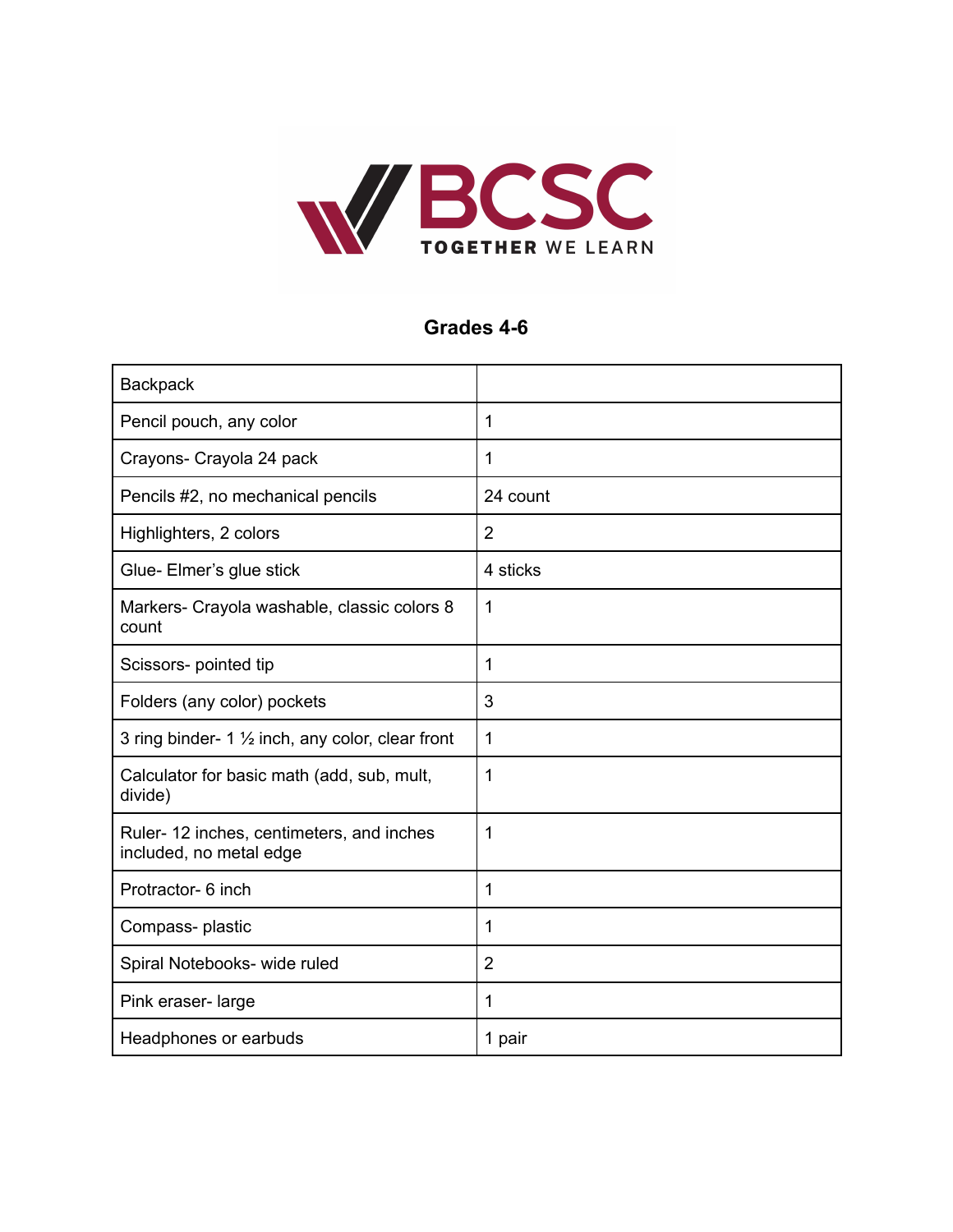BCSC

TOGETHER WE LEARN

## Grades 4-6

| Backpack | |
|---|---|
| Pencil pouch, any color | 1 |
| Crayons- Crayola 24 pack | 1 |
| Pencils #2, no mechanical pencils | 24 count |
| Highlighters, 2 colors | 2 |
| Glue- Elmer's glue stick | 4 sticks |
| Markers- Crayola washable, classic colors 8 count | 1 |
| Scissors- pointed tip | 1 |
| Folders (any color) pockets | 3 |
| 3 ring binder- 1 ½ inch, any color, clear front | 1 |
| Calculator for basic math (add, sub, mult, divide) | 1 |
| Ruler- 12 inches, centimeters, and inches included, no metal edge | 1 |
| Protractor- 6 inch | 1 |
| Compass- plastic | 1 |
| Spiral Notebooks- wide ruled | 2 |
| Pink eraser- large | 1 |
| Headphones or earbuds | 1 pair |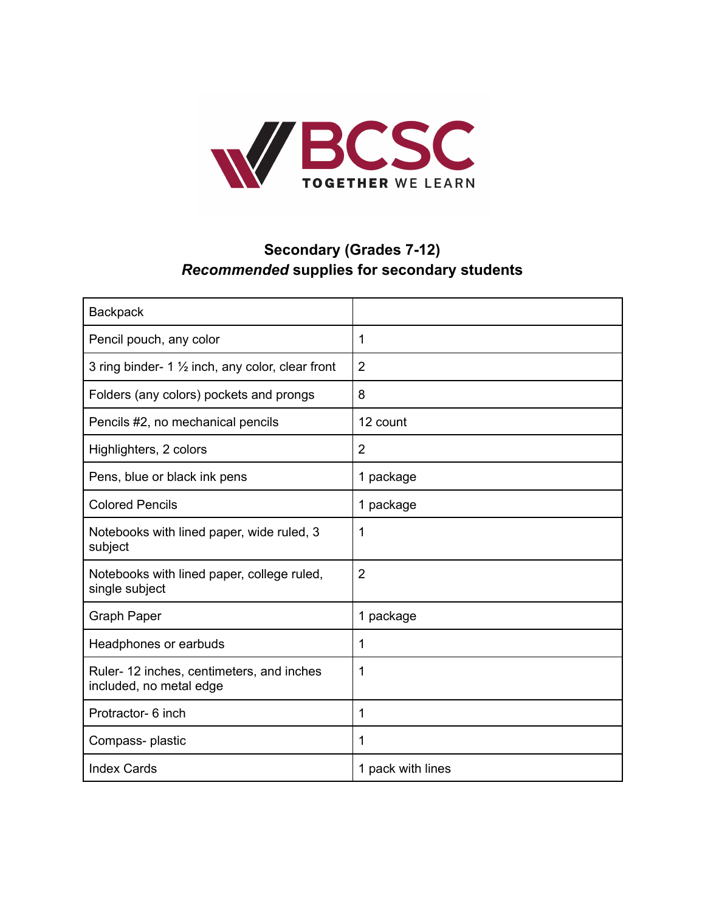BCSC
TOGETHER WE LEARN

## Secondary (Grades 7-12)
## *Recommended* supplies for secondary students

| | |
|---|---|
| Backpack | |
| Pencil pouch, any color | 1 |
| 3 ring binder- 1 ½ inch, any color, clear front | 2 |
| Folders (any colors) pockets and prongs | 8 |
| Pencils #2, no mechanical pencils | 12 count |
| Highlighters, 2 colors | 2 |
| Pens, blue or black ink pens | 1 package |
| Colored Pencils | 1 package |
| Notebooks with lined paper, wide ruled, 3 subject | 1 |
| Notebooks with lined paper, college ruled, single subject | 2 |
| Graph Paper | 1 package |
| Headphones or earbuds | 1 |
| Ruler- 12 inches, centimeters, and inches included, no metal edge | 1 |
| Protractor- 6 inch | 1 |
| Compass- plastic | 1 |
| Index Cards | 1 pack with lines |